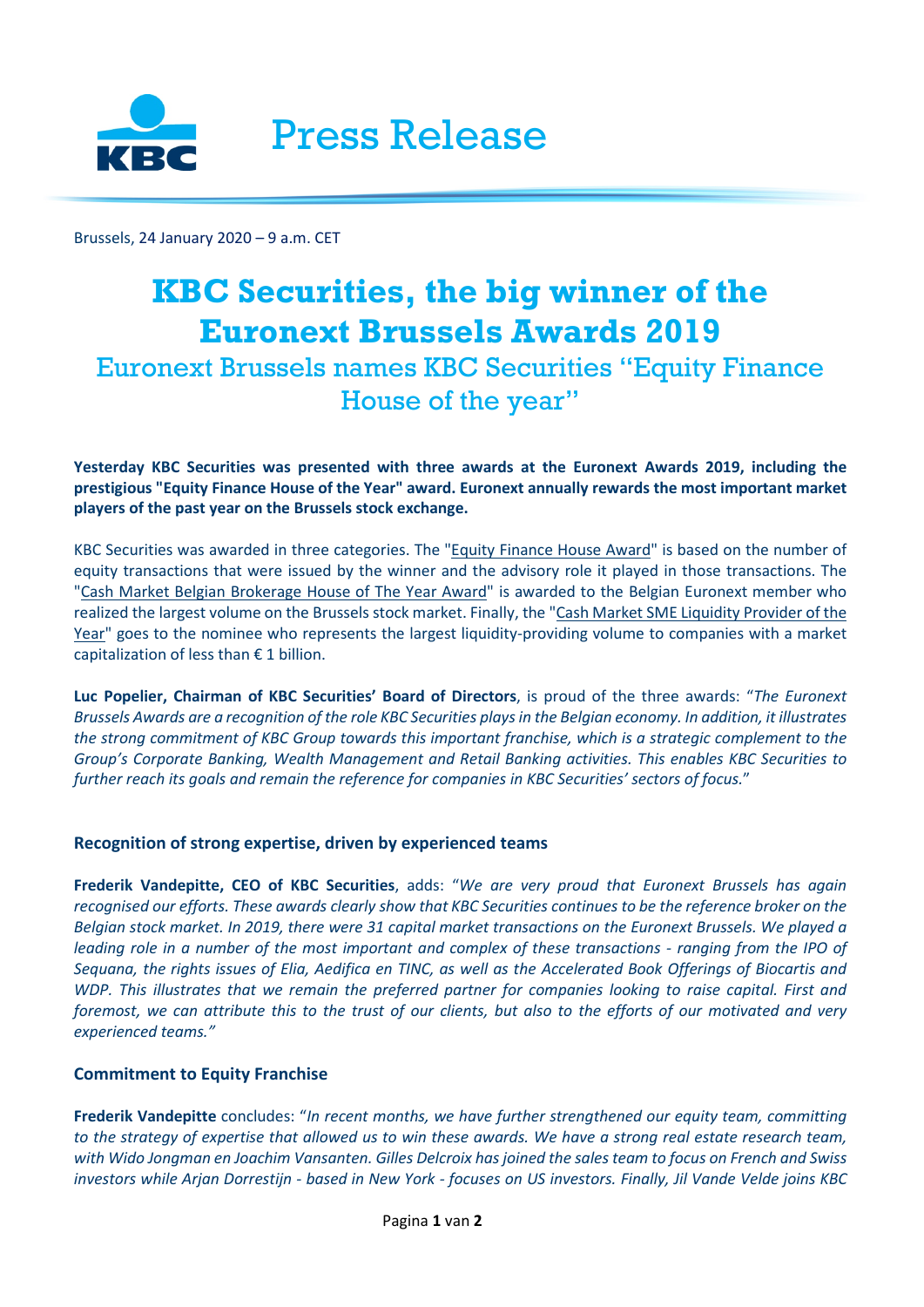Press Release

Brussels, 24 January 2020 – 9 a.m. CET

# KBC Securities, the big winner of the Euronext Brussels Awards 2019

## Euronext Brussels names KBC Securities "Equity Finance House of the year"

**Yesterday KBC Securities was presented with three awards at the Euronext Awards 2019, including the prestigious "Equity Finance House of the Year" award. Euronext annually rewards the most important market players of the past year on the Brussels stock exchange.**

KBC Securities was awarded in three categories. The "Equity Finance House Award" is based on the number of equity transactions that were issued by the winner and the advisory role it played in those transactions. The "Cash Market Belgian Brokerage House of The Year Award" is awarded to the Belgian Euronext member who realized the largest volume on the Brussels stock market. Finally, the "Cash Market SME Liquidity Provider of the Year" goes to the nominee who represents the largest liquidity-providing volume to companies with a market capitalization of less than € 1 billion.

**Luc Popelier, Chairman of KBC Securities' Board of Directors**, is proud of the three awards: "*The Euronext Brussels Awards are a recognition of the role KBC Securities plays in the Belgian economy. In addition, it illustrates the strong commitment of KBC Group towards this important franchise, which is a strategic complement to the Group's Corporate Banking, Wealth Management and Retail Banking activities. This enables KBC Securities to further reach its goals and remain the reference for companies in KBC Securities' sectors of focus.*"

### Recognition of strong expertise, driven by experienced teams

**Frederik Vandepitte, CEO of KBC Securities**, adds: "*We are very proud that Euronext Brussels has again recognised our efforts. These awards clearly show that KBC Securities continues to be the reference broker on the Belgian stock market. In 2019, there were 31 capital market transactions on the Euronext Brussels. We played a leading role in a number of the most important and complex of these transactions - ranging from the IPO of Sequana, the rights issues of Elia, Aedifica en TINC, as well as the Accelerated Book Offerings of Biocartis and WDP. This illustrates that we remain the preferred partner for companies looking to raise capital. First and foremost, we can attribute this to the trust of our clients, but also to the efforts of our motivated and very experienced teams.*"

### Commitment to Equity Franchise

**Frederik Vandepitte** concludes: "*In recent months, we have further strengthened our equity team, committing to the strategy of expertise that allowed us to win these awards. We have a strong real estate research team, with Wido Jongman en Joachim Vansanten. Gilles Delcroix has joined the sales team to focus on French and Swiss investors while Arjan Dorrestijn - based in New York - focuses on US investors. Finally, Jil Vande Velde joins KBC*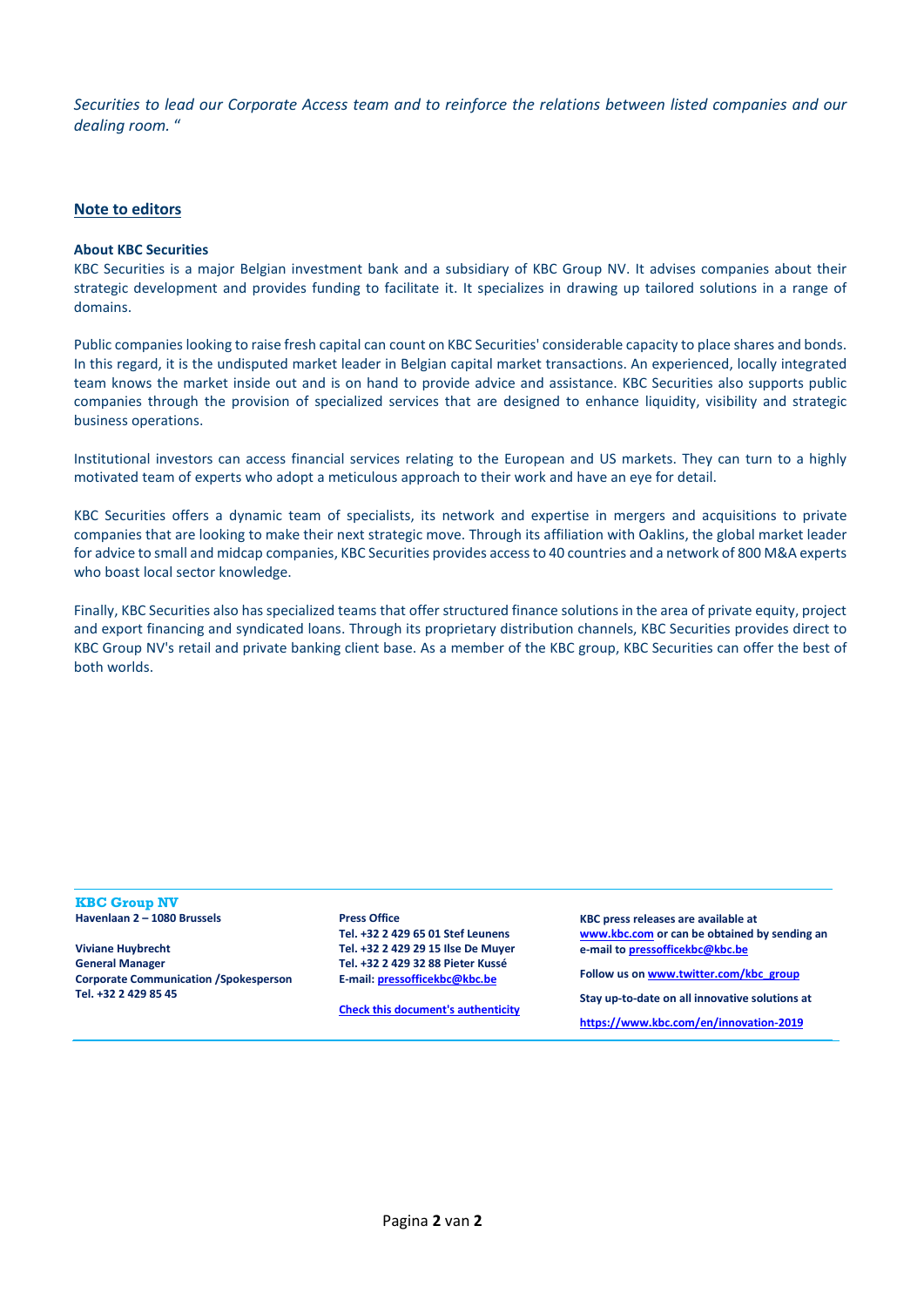*Securities to lead our Corporate Access team and to reinforce the relations between listed companies and our dealing room. "*

## Note to editors

**About KBC Securities**

KBC Securities is a major Belgian investment bank and a subsidiary of KBC Group NV. It advises companies about their strategic development and provides funding to facilitate it. It specializes in drawing up tailored solutions in a range of domains.

Public companies looking to raise fresh capital can count on KBC Securities' considerable capacity to place shares and bonds. In this regard, it is the undisputed market leader in Belgian capital market transactions. An experienced, locally integrated team knows the market inside out and is on hand to provide advice and assistance. KBC Securities also supports public companies through the provision of specialized services that are designed to enhance liquidity, visibility and strategic business operations.

Institutional investors can access financial services relating to the European and US markets. They can turn to a highly motivated team of experts who adopt a meticulous approach to their work and have an eye for detail.

KBC Securities offers a dynamic team of specialists, its network and expertise in mergers and acquisitions to private companies that are looking to make their next strategic move. Through its affiliation with Oaklins, the global market leader for advice to small and midcap companies, KBC Securities provides access to 40 countries and a network of 800 M&A experts who boast local sector knowledge.

Finally, KBC Securities also has specialized teams that offer structured finance solutions in the area of private equity, project and export financing and syndicated loans. Through its proprietary distribution channels, KBC Securities provides direct to KBC Group NV's retail and private banking client base. As a member of the KBC group, KBC Securities can offer the best of both worlds.

**KBC Group NV**
**Havenlaan 2 – 1080 Brussels**

**Viviane Huybrecht**
**General Manager**
**Corporate Communication /Spokesperson**
**Tel. +32 2 429 85 45**

**Press Office**
**Tel. +32 2 429 65 01 Stef Leunens**
**Tel. +32 2 429 29 15 Ilse De Muyer**
**Tel. +32 2 429 32 88 Pieter Kussé**
**E-mail: pressofficekbc@kbc.be**

**Check this document's authenticity**

**KBC press releases are available at www.kbc.com or can be obtained by sending an e-mail to pressofficekbc@kbc.be**

**Follow us on www.twitter.com/kbc_group**

**Stay up-to-date on all innovative solutions at**

**https://www.kbc.com/en/innovation-2019**